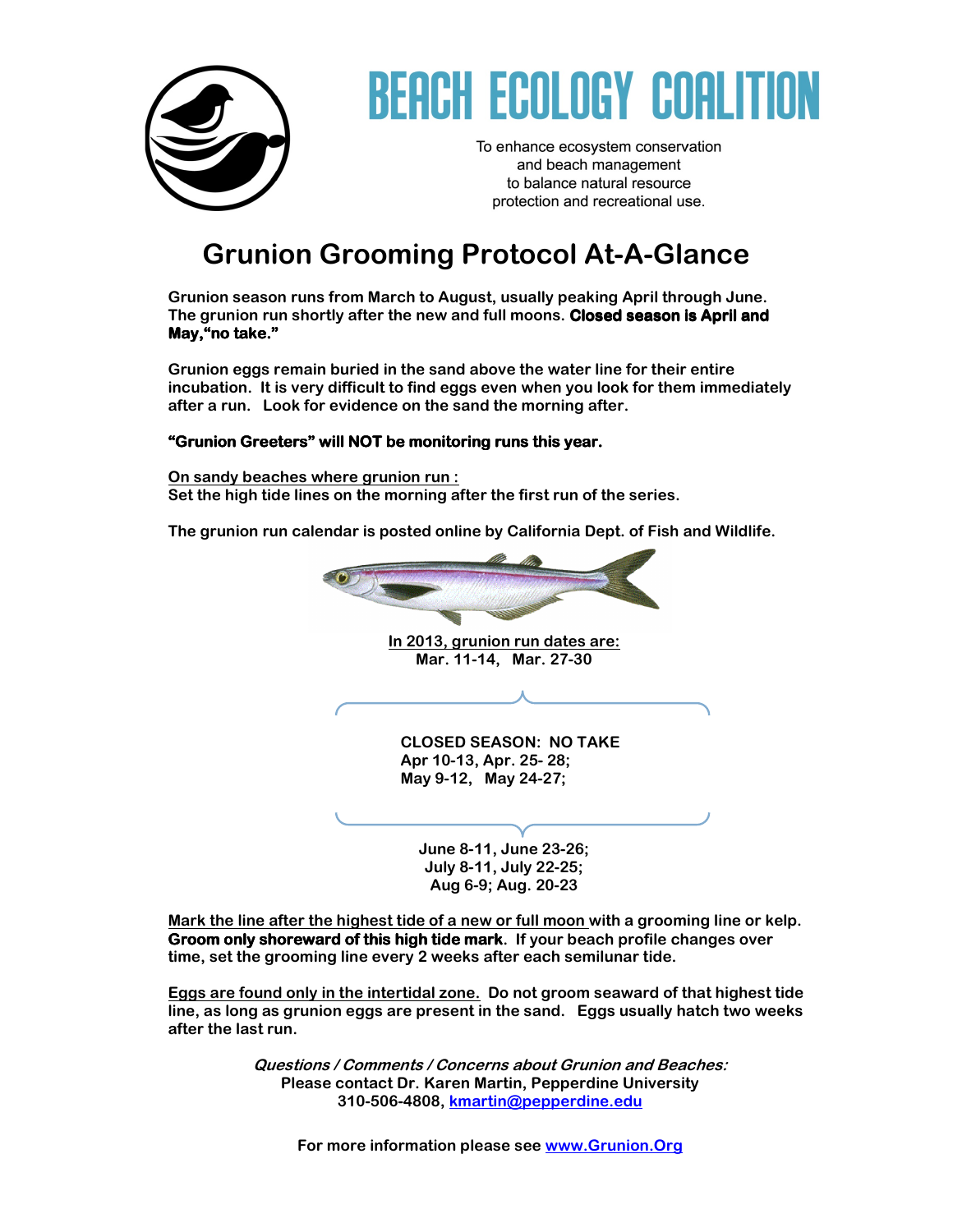# BEACH ECOLOGY COALITION

To enhance ecosystem conservation
and beach management
to balance natural resource
protection and recreational use.

## Grunion Grooming Protocol At-A-Glance

**Grunion season runs from March to August, usually peaking April through June. The grunion run shortly after the new and full moons. Closed season is April and May,"no take."**

**Grunion eggs remain buried in the sand above the water line for their entire incubation. It is very difficult to find eggs even when you look for them immediately after a run. Look for evidence on the sand the morning after.**

**"Grunion Greeters" will NOT be monitoring runs this year.**

**<u>On sandy beaches where grunion run :</u>**
**Set the high tide lines on the morning after the first run of the series.**

**The grunion run calendar is posted online by California Dept. of Fish and Wildlife.**

**<u>In 2013, grunion run dates are:</u>**
**Mar. 11-14, Mar. 27-30**

**CLOSED SEASON: NO TAKE**
**Apr 10-13, Apr. 25- 28;**
**May 9-12, May 24-27;**

**June 8-11, June 23-26;**
**July 8-11, July 22-25;**
**Aug 6-9; Aug. 20-23**

**<u>Mark the line after the highest tide of a new or full moon</u> with a grooming line or kelp. Groom only shoreward of this high tide mark. If your beach profile changes over time, set the grooming line every 2 weeks after each semilunar tide.**

**<u>Eggs are found only in the intertidal zone.</u> Do not groom seaward of that highest tide line, as long as grunion eggs are present in the sand. Eggs usually hatch two weeks after the last run.**

***Questions / Comments / Concerns about Grunion and Beaches:***
**Please contact Dr. Karen Martin, Pepperdine University**
**310-506-4808, kmartin@pepperdine.edu**

**For more information please see www.Grunion.Org**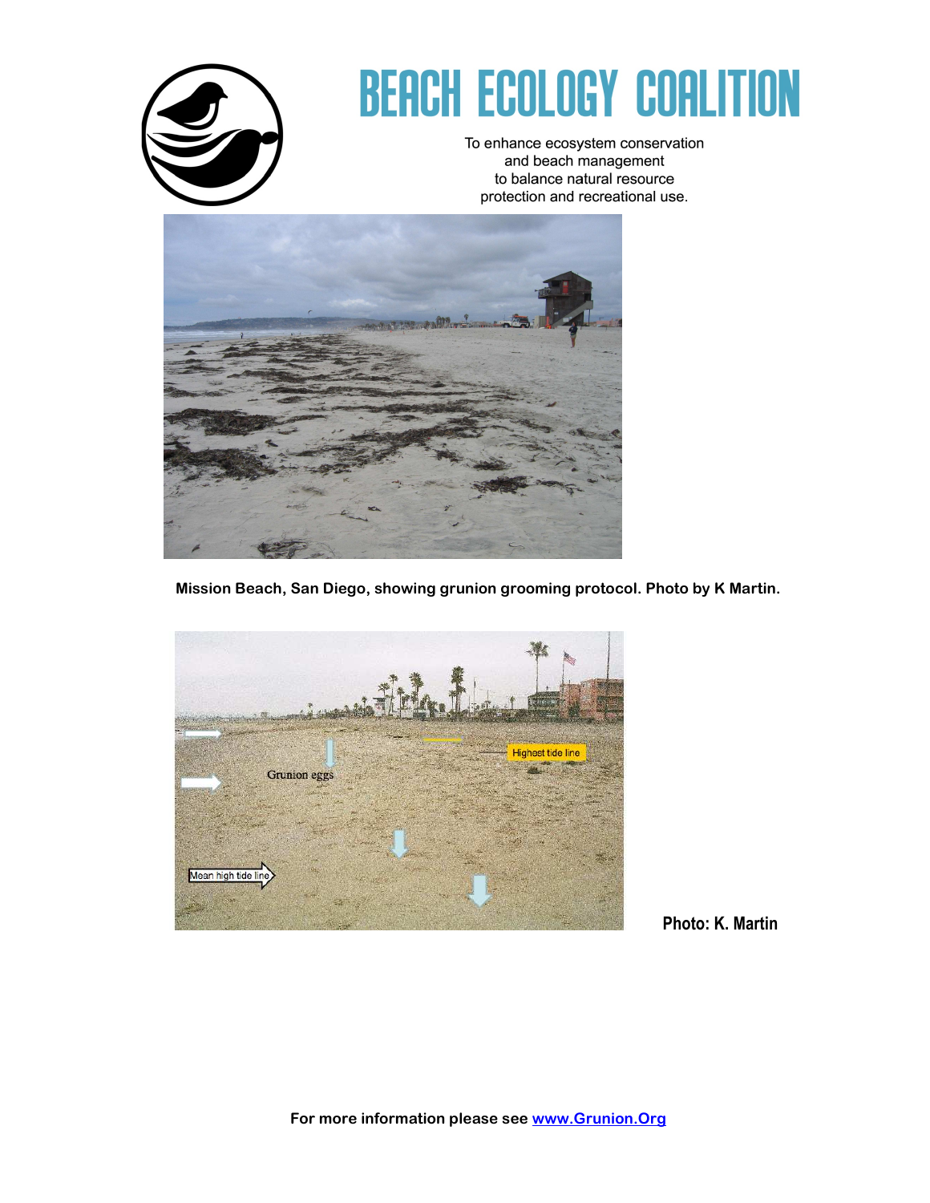# BEACH ECOLOGY COALITION

To enhance ecosystem conservation
and beach management
to balance natural resource
protection and recreational use.

**Mission Beach, San Diego, showing grunion grooming protocol. Photo by K Martin.**

**Photo: K. Martin**

**For more information please see [www.Grunion.Org](http://www.Grunion.Org)**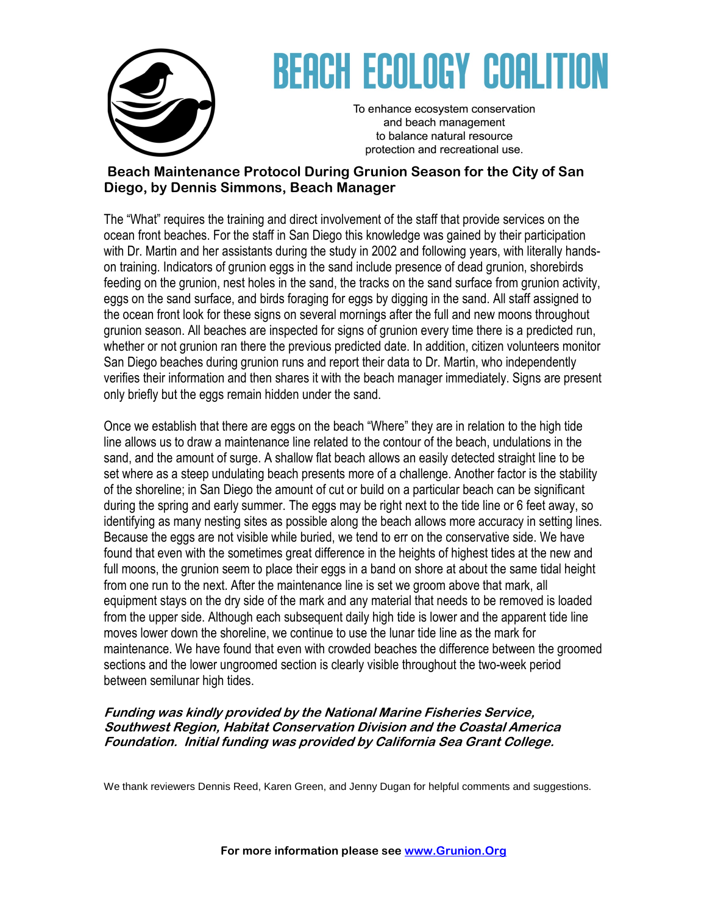# BEACH ECOLOGY COALITION

To enhance ecosystem conservation and beach management to balance natural resource protection and recreational use.

## Beach Maintenance Protocol During Grunion Season for the City of San Diego, by Dennis Simmons, Beach Manager

The "What" requires the training and direct involvement of the staff that provide services on the ocean front beaches. For the staff in San Diego this knowledge was gained by their participation with Dr. Martin and her assistants during the study in 2002 and following years, with literally hands-on training. Indicators of grunion eggs in the sand include presence of dead grunion, shorebirds feeding on the grunion, nest holes in the sand, the tracks on the sand surface from grunion activity, eggs on the sand surface, and birds foraging for eggs by digging in the sand. All staff assigned to the ocean front look for these signs on several mornings after the full and new moons throughout grunion season. All beaches are inspected for signs of grunion every time there is a predicted run, whether or not grunion ran there the previous predicted date. In addition, citizen volunteers monitor San Diego beaches during grunion runs and report their data to Dr. Martin, who independently verifies their information and then shares it with the beach manager immediately. Signs are present only briefly but the eggs remain hidden under the sand.

Once we establish that there are eggs on the beach "Where" they are in relation to the high tide line allows us to draw a maintenance line related to the contour of the beach, undulations in the sand, and the amount of surge. A shallow flat beach allows an easily detected straight line to be set where as a steep undulating beach presents more of a challenge. Another factor is the stability of the shoreline; in San Diego the amount of cut or build on a particular beach can be significant during the spring and early summer. The eggs may be right next to the tide line or 6 feet away, so identifying as many nesting sites as possible along the beach allows more accuracy in setting lines. Because the eggs are not visible while buried, we tend to err on the conservative side. We have found that even with the sometimes great difference in the heights of highest tides at the new and full moons, the grunion seem to place their eggs in a band on shore at about the same tidal height from one run to the next. After the maintenance line is set we groom above that mark, all equipment stays on the dry side of the mark and any material that needs to be removed is loaded from the upper side. Although each subsequent daily high tide is lower and the apparent tide line moves lower down the shoreline, we continue to use the lunar tide line as the mark for maintenance. We have found that even with crowded beaches the difference between the groomed sections and the lower ungroomed section is clearly visible throughout the two-week period between semilunar high tides.

***Funding was kindly provided by the National Marine Fisheries Service, Southwest Region, Habitat Conservation Division and the Coastal America Foundation. Initial funding was provided by California Sea Grant College.***

We thank reviewers Dennis Reed, Karen Green, and Jenny Dugan for helpful comments and suggestions.

**For more information please see [www.Grunion.Org](http://www.Grunion.Org)**